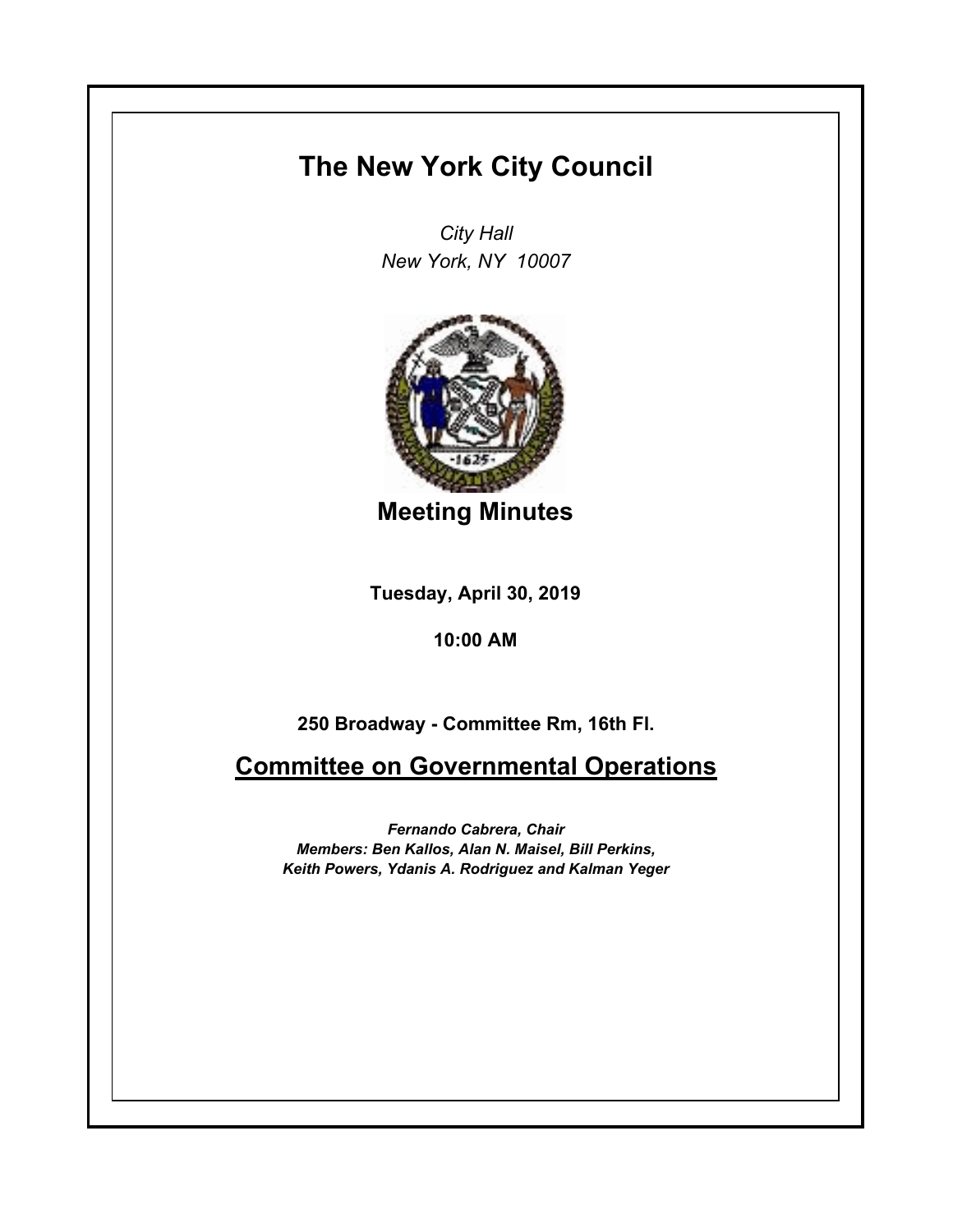# The New York City Council

*City Hall*
*New York, NY 10007*

## Meeting Minutes

**Tuesday, April 30, 2019**

**10:00 AM**

**250 Broadway - Committee Rm, 16th Fl.**

## Committee on Governmental Operations

***Fernando Cabrera, Chair***
***Members: Ben Kallos, Alan N. Maisel, Bill Perkins, Keith Powers, Ydanis A. Rodriguez and Kalman Yeger***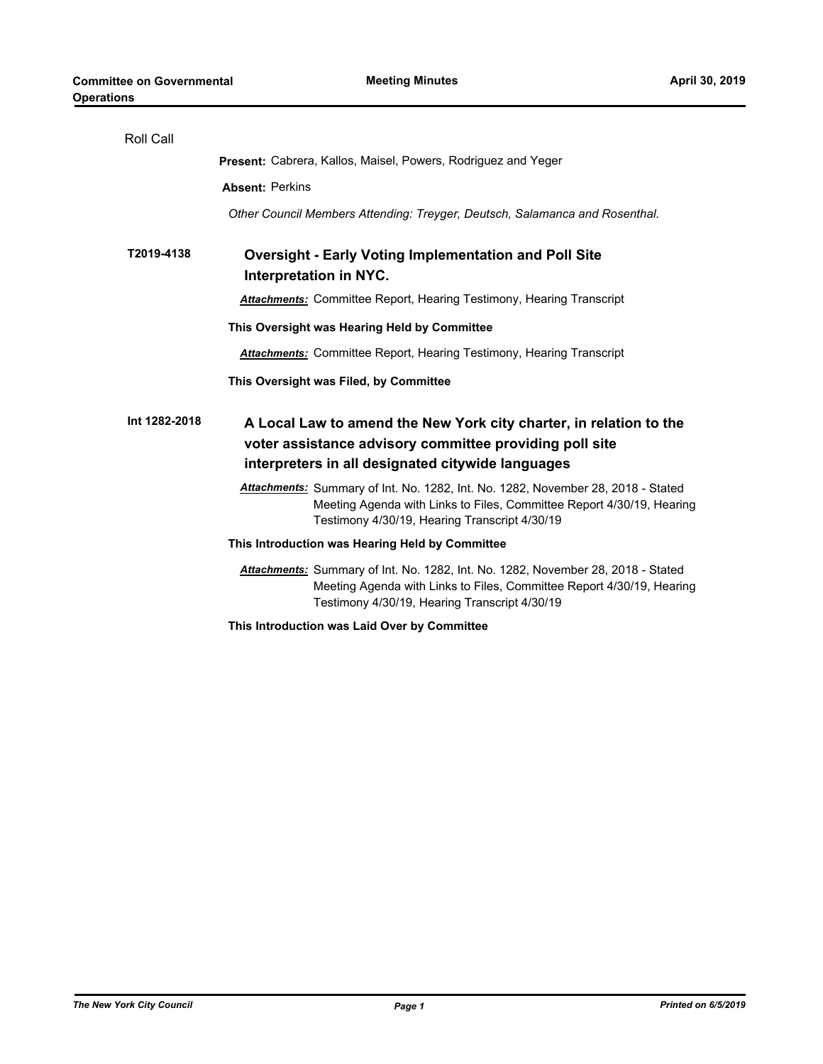Roll Call

**Present:** Cabrera, Kallos, Maisel, Powers, Rodriguez and Yeger

**Absent:** Perkins

*Other Council Members Attending: Treyger, Deutsch, Salamanca and Rosenthal.*

**T2019-4138**

### Oversight - Early Voting Implementation and Poll Site Interpretation in NYC.

***Attachments:*** Committee Report, Hearing Testimony, Hearing Transcript

**This Oversight was Hearing Held by Committee**

***Attachments:*** Committee Report, Hearing Testimony, Hearing Transcript

**This Oversight was Filed, by Committee**

**Int 1282-2018**

### A Local Law to amend the New York city charter, in relation to the voter assistance advisory committee providing poll site interpreters in all designated citywide languages

***Attachments:*** Summary of Int. No. 1282, Int. No. 1282, November 28, 2018 - Stated Meeting Agenda with Links to Files, Committee Report 4/30/19, Hearing Testimony 4/30/19, Hearing Transcript 4/30/19

**This Introduction was Hearing Held by Committee**

***Attachments:*** Summary of Int. No. 1282, Int. No. 1282, November 28, 2018 - Stated Meeting Agenda with Links to Files, Committee Report 4/30/19, Hearing Testimony 4/30/19, Hearing Transcript 4/30/19

**This Introduction was Laid Over by Committee**